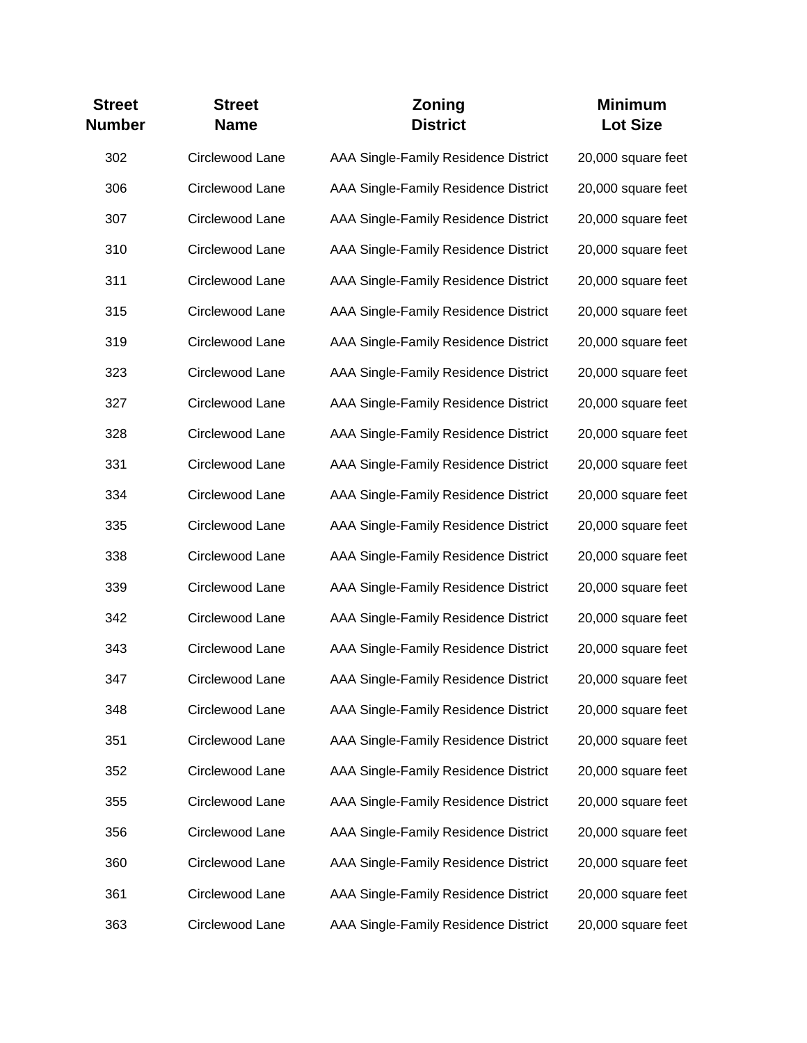| Street Number | Street Name | Zoning District | Minimum Lot Size |
|---|---|---|---|
| 302 | Circlewood Lane | AAA Single-Family Residence District | 20,000 square feet |
| 306 | Circlewood Lane | AAA Single-Family Residence District | 20,000 square feet |
| 307 | Circlewood Lane | AAA Single-Family Residence District | 20,000 square feet |
| 310 | Circlewood Lane | AAA Single-Family Residence District | 20,000 square feet |
| 311 | Circlewood Lane | AAA Single-Family Residence District | 20,000 square feet |
| 315 | Circlewood Lane | AAA Single-Family Residence District | 20,000 square feet |
| 319 | Circlewood Lane | AAA Single-Family Residence District | 20,000 square feet |
| 323 | Circlewood Lane | AAA Single-Family Residence District | 20,000 square feet |
| 327 | Circlewood Lane | AAA Single-Family Residence District | 20,000 square feet |
| 328 | Circlewood Lane | AAA Single-Family Residence District | 20,000 square feet |
| 331 | Circlewood Lane | AAA Single-Family Residence District | 20,000 square feet |
| 334 | Circlewood Lane | AAA Single-Family Residence District | 20,000 square feet |
| 335 | Circlewood Lane | AAA Single-Family Residence District | 20,000 square feet |
| 338 | Circlewood Lane | AAA Single-Family Residence District | 20,000 square feet |
| 339 | Circlewood Lane | AAA Single-Family Residence District | 20,000 square feet |
| 342 | Circlewood Lane | AAA Single-Family Residence District | 20,000 square feet |
| 343 | Circlewood Lane | AAA Single-Family Residence District | 20,000 square feet |
| 347 | Circlewood Lane | AAA Single-Family Residence District | 20,000 square feet |
| 348 | Circlewood Lane | AAA Single-Family Residence District | 20,000 square feet |
| 351 | Circlewood Lane | AAA Single-Family Residence District | 20,000 square feet |
| 352 | Circlewood Lane | AAA Single-Family Residence District | 20,000 square feet |
| 355 | Circlewood Lane | AAA Single-Family Residence District | 20,000 square feet |
| 356 | Circlewood Lane | AAA Single-Family Residence District | 20,000 square feet |
| 360 | Circlewood Lane | AAA Single-Family Residence District | 20,000 square feet |
| 361 | Circlewood Lane | AAA Single-Family Residence District | 20,000 square feet |
| 363 | Circlewood Lane | AAA Single-Family Residence District | 20,000 square feet |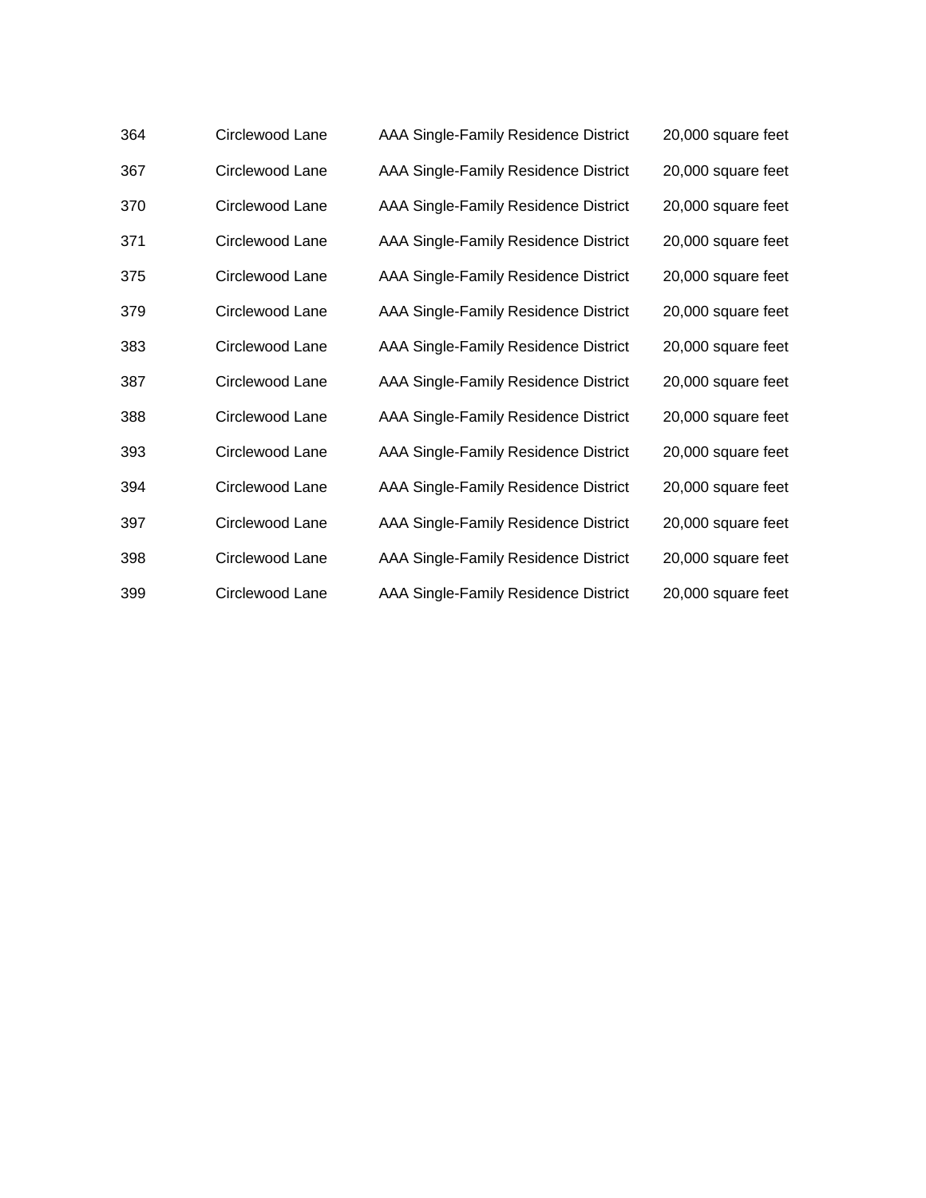| | | | |
|---|---|---|---|
| 364 | Circlewood Lane | AAA Single-Family Residence District | 20,000 square feet |
| 367 | Circlewood Lane | AAA Single-Family Residence District | 20,000 square feet |
| 370 | Circlewood Lane | AAA Single-Family Residence District | 20,000 square feet |
| 371 | Circlewood Lane | AAA Single-Family Residence District | 20,000 square feet |
| 375 | Circlewood Lane | AAA Single-Family Residence District | 20,000 square feet |
| 379 | Circlewood Lane | AAA Single-Family Residence District | 20,000 square feet |
| 383 | Circlewood Lane | AAA Single-Family Residence District | 20,000 square feet |
| 387 | Circlewood Lane | AAA Single-Family Residence District | 20,000 square feet |
| 388 | Circlewood Lane | AAA Single-Family Residence District | 20,000 square feet |
| 393 | Circlewood Lane | AAA Single-Family Residence District | 20,000 square feet |
| 394 | Circlewood Lane | AAA Single-Family Residence District | 20,000 square feet |
| 397 | Circlewood Lane | AAA Single-Family Residence District | 20,000 square feet |
| 398 | Circlewood Lane | AAA Single-Family Residence District | 20,000 square feet |
| 399 | Circlewood Lane | AAA Single-Family Residence District | 20,000 square feet |